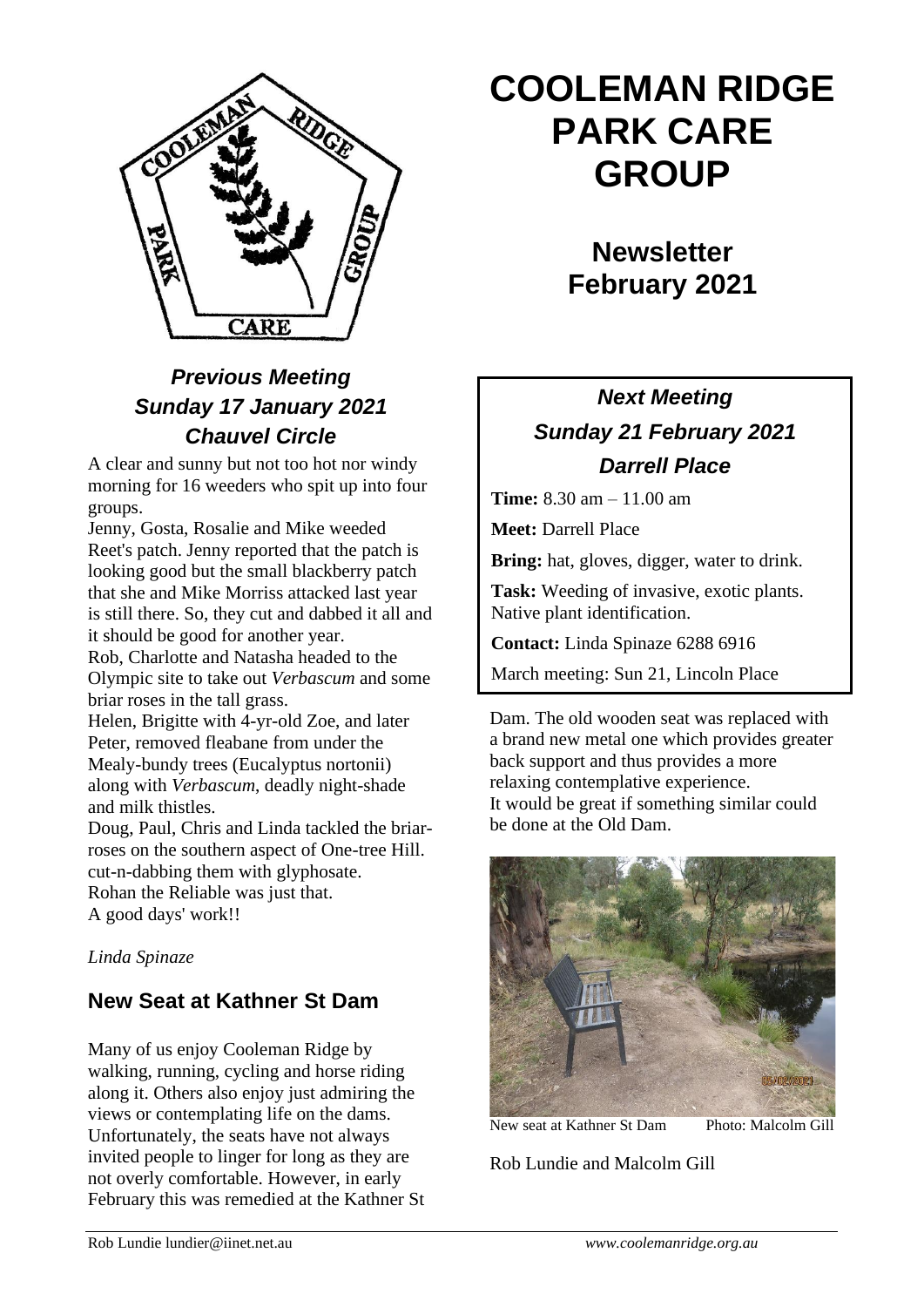# COOLEMAN RIDGE PARK CARE GROUP

## Newsletter February 2021

### *Previous Meeting*
### *Sunday 17 January 2021*
### *Chauvel Circle*

A clear and sunny but not too hot nor windy morning for 16 weeders who spit up into four groups.

Jenny, Gosta, Rosalie and Mike weeded Reet's patch. Jenny reported that the patch is looking good but the small blackberry patch that she and Mike Morriss attacked last year is still there. So, they cut and dabbed it all and it should be good for another year.

Rob, Charlotte and Natasha headed to the Olympic site to take out *Verbascum* and some briar roses in the tall grass.

Helen, Brigitte with 4-yr-old Zoe, and later Peter, removed fleabane from under the Mealy-bundy trees (Eucalyptus nortonii) along with *Verbascum*, deadly night-shade and milk thistles.

Doug, Paul, Chris and Linda tackled the briar-roses on the southern aspect of One-tree Hill. cut-n-dabbing them with glyphosate.

Rohan the Reliable was just that.

A good days' work!!

*Linda Spinaze*

### *Next Meeting*
### *Sunday 21 February 2021*
### *Darrell Place*

**Time:** 8.30 am – 11.00 am

**Meet:** Darrell Place

**Bring:** hat, gloves, digger, water to drink.

**Task:** Weeding of invasive, exotic plants. Native plant identification.

**Contact:** Linda Spinaze 6288 6916

March meeting: Sun 21, Lincoln Place

## New Seat at Kathner St Dam

Many of us enjoy Cooleman Ridge by walking, running, cycling and horse riding along it. Others also enjoy just admiring the views or contemplating life on the dams. Unfortunately, the seats have not always invited people to linger for long as they are not overly comfortable. However, in early February this was remedied at the Kathner St Dam. The old wooden seat was replaced with a brand new metal one which provides greater back support and thus provides a more relaxing contemplative experience.

It would be great if something similar could be done at the Old Dam.

New seat at Kathner St Dam Photo: Malcolm Gill

Rob Lundie and Malcolm Gill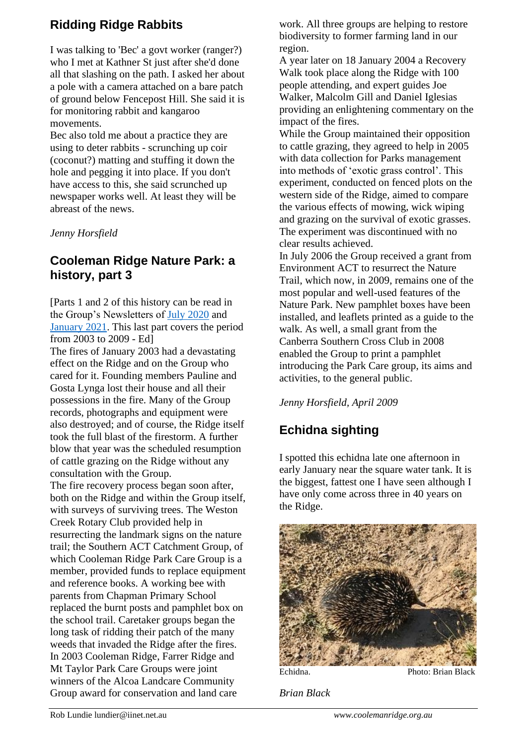## Ridding Ridge Rabbits

I was talking to 'Bec' a govt worker (ranger?) who I met at Kathner St just after she'd done all that slashing on the path. I asked her about a pole with a camera attached on a bare patch of ground below Fencepost Hill. She said it is for monitoring rabbit and kangaroo movements.

Bec also told me about a practice they are using to deter rabbits - scrunching up coir (coconut?) matting and stuffing it down the hole and pegging it into place. If you don't have access to this, she said scrunched up newspaper works well. At least they will be abreast of the news.

*Jenny Horsfield*

## Cooleman Ridge Nature Park: a history, part 3

[Parts 1 and 2 of this history can be read in the Group's Newsletters of July 2020 and January 2021. This last part covers the period from 2003 to 2009 - Ed]

The fires of January 2003 had a devastating effect on the Ridge and on the Group who cared for it. Founding members Pauline and Gosta Lynga lost their house and all their possessions in the fire. Many of the Group records, photographs and equipment were also destroyed; and of course, the Ridge itself took the full blast of the firestorm. A further blow that year was the scheduled resumption of cattle grazing on the Ridge without any consultation with the Group.

The fire recovery process began soon after, both on the Ridge and within the Group itself, with surveys of surviving trees. The Weston Creek Rotary Club provided help in resurrecting the landmark signs on the nature trail; the Southern ACT Catchment Group, of which Cooleman Ridge Park Care Group is a member, provided funds to replace equipment and reference books. A working bee with parents from Chapman Primary School replaced the burnt posts and pamphlet box on the school trail. Caretaker groups began the long task of ridding their patch of the many weeds that invaded the Ridge after the fires.

In 2003 Cooleman Ridge, Farrer Ridge and Mt Taylor Park Care Groups were joint winners of the Alcoa Landcare Community Group award for conservation and land care work. All three groups are helping to restore biodiversity to former farming land in our region.

A year later on 18 January 2004 a Recovery Walk took place along the Ridge with 100 people attending, and expert guides Joe Walker, Malcolm Gill and Daniel Iglesias providing an enlightening commentary on the impact of the fires.

While the Group maintained their opposition to cattle grazing, they agreed to help in 2005 with data collection for Parks management into methods of 'exotic grass control'. This experiment, conducted on fenced plots on the western side of the Ridge, aimed to compare the various effects of mowing, wick wiping and grazing on the survival of exotic grasses. The experiment was discontinued with no clear results achieved.

In July 2006 the Group received a grant from Environment ACT to resurrect the Nature Trail, which now, in 2009, remains one of the most popular and well-used features of the Nature Park. New pamphlet boxes have been installed, and leaflets printed as a guide to the walk. As well, a small grant from the Canberra Southern Cross Club in 2008 enabled the Group to print a pamphlet introducing the Park Care group, its aims and activities, to the general public.

*Jenny Horsfield, April 2009*

## Echidna sighting

I spotted this echidna late one afternoon in early January near the square water tank. It is the biggest, fattest one I have seen although I have only come across three in 40 years on the Ridge.

Echidna. Photo: Brian Black

*Brian Black*